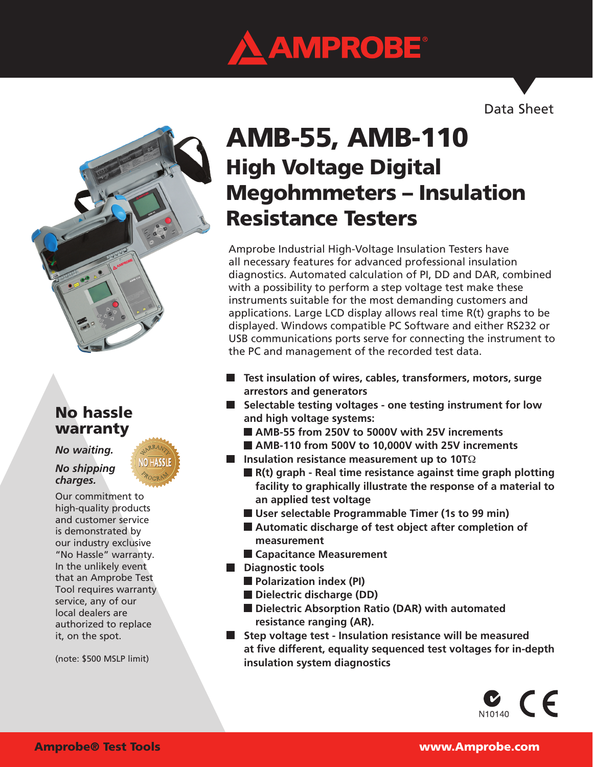Data Sheet

# AMB-55, AMB-110

## High Voltage Digital Megohmmeters – Insulation Resistance Testers

Amprobe Industrial High-Voltage Insulation Testers have all necessary features for advanced professional insulation diagnostics. Automated calculation of PI, DD and DAR, combined with a possibility to perform a step voltage test make these instruments suitable for the most demanding customers and applications. Large LCD display allows real time R(t) graphs to be displayed. Windows compatible PC Software and either RS232 or USB communications ports serve for connecting the instrument to the PC and management of the recorded test data.

- **Test insulation of wires, cables, transformers, motors, surge arrestors and generators**
- **Selectable testing voltages - one testing instrument for low and high voltage systems:**
  - **AMB-55 from 250V to 5000V with 25V increments**
  - **AMB-110 from 500V to 10,000V with 25V increments**
- **Insulation resistance measurement up to 10TΩ**
  - **R(t) graph - Real time resistance against time graph plotting facility to graphically illustrate the response of a material to an applied test voltage**
  - **User selectable Programmable Timer (1s to 99 min)**
  - **Automatic discharge of test object after completion of measurement**
  - **Capacitance Measurement**
- **Diagnostic tools**
  - **Polarization index (PI)**
  - **Dielectric discharge (DD)**
  - **Dielectric Absorption Ratio (DAR) with automated resistance ranging (AR).**
- **Step voltage test - Insulation resistance will be measured at five different, equality sequenced test voltages for in-depth insulation system diagnostics**

## No hassle warranty

*No waiting.*

*No shipping charges.*

Our commitment to high-quality products and customer service is demonstrated by our industry exclusive "No Hassle" warranty. In the unlikely event that an Amprobe Test Tool requires warranty service, any of our local dealers are authorized to replace it, on the spot.

(note: $500 MSLP limit)

N10140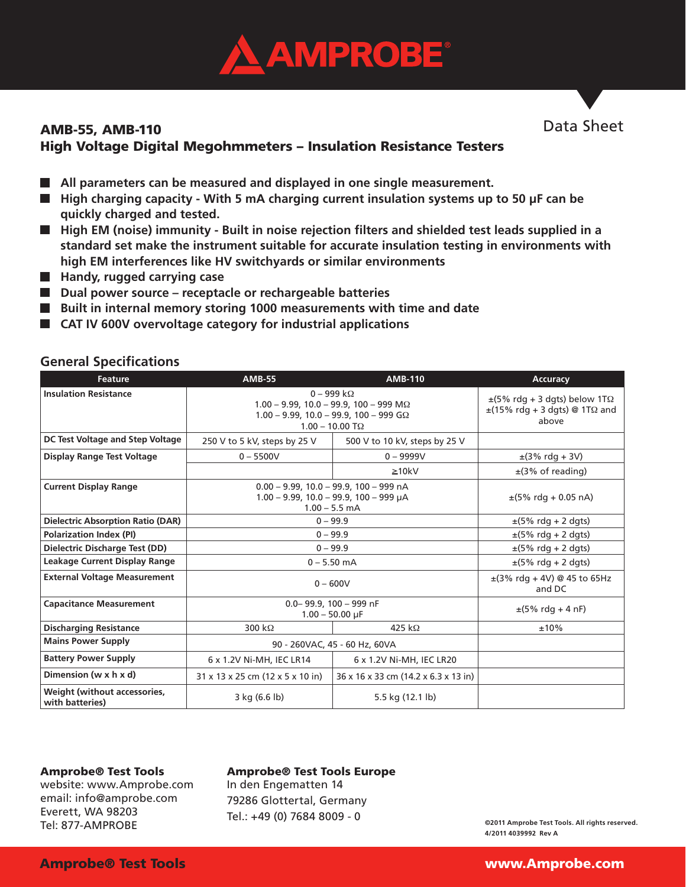# AMPROBE

Data Sheet

## AMB-55, AMB-110
## High Voltage Digital Megohmmeters – Insulation Resistance Testers

- **All parameters can be measured and displayed in one single measurement.**
- **High charging capacity - With 5 mA charging current insulation systems up to 50 µF can be quickly charged and tested.**
- **High EM (noise) immunity - Built in noise rejection filters and shielded test leads supplied in a standard set make the instrument suitable for accurate insulation testing in environments with high EM interferences like HV switchyards or similar environments**
- **Handy, rugged carrying case**
- **Dual power source – receptacle or rechargeable batteries**
- **Built in internal memory storing 1000 measurements with time and date**
- **CAT IV 600V overvoltage category for industrial applications**

## General Specifications

| Feature | AMB-55 | AMB-110 | Accuracy |
|---|---|---|---|
| **Insulation Resistance** | 0 – 999 kΩ<br>1.00 – 9.99, 10.0 – 99.9, 100 – 999 MΩ<br>1.00 – 9.99, 10.0 – 99.9, 100 – 999 GΩ<br>1.00 – 10.00 TΩ | | ±(5% rdg + 3 dgts) below 1TΩ<br>±(15% rdg + 3 dgts) @ 1TΩ and above |
| **DC Test Voltage and Step Voltage** | 250 V to 5 kV, steps by 25 V | 500 V to 10 kV, steps by 25 V | |
| **Display Range Test Voltage** | 0 – 5500V | 0 – 9999V | ±(3% rdg + 3V) |
| | | ≥10kV | ±(3% of reading) |
| **Current Display Range** | 0.00 – 9.99, 10.0 – 99.9, 100 – 999 nA<br>1.00 – 9.99, 10.0 – 99.9, 100 – 999 µA<br>1.00 – 5.5 mA | | ±(5% rdg + 0.05 nA) |
| **Dielectric Absorption Ratio (DAR)** | 0 – 99.9 | | ±(5% rdg + 2 dgts) |
| **Polarization Index (PI)** | 0 – 99.9 | | ±(5% rdg + 2 dgts) |
| **Dielectric Discharge Test (DD)** | 0 – 99.9 | | ±(5% rdg + 2 dgts) |
| **Leakage Current Display Range** | 0 – 5.50 mA | | ±(5% rdg + 2 dgts) |
| **External Voltage Measurement** | 0 – 600V | | ±(3% rdg + 4V) @ 45 to 65Hz and DC |
| **Capacitance Measurement** | 0.0– 99.9, 100 – 999 nF<br>1.00 – 50.00 µF | | ±(5% rdg + 4 nF) |
| **Discharging Resistance** | 300 kΩ | 425 kΩ | ±10% |
| **Mains Power Supply** | 90 - 260VAC, 45 - 60 Hz, 60VA | | |
| **Battery Power Supply** | 6 x 1.2V Ni-MH, IEC LR14 | 6 x 1.2V Ni-MH, IEC LR20 | |
| **Dimension (w x h x d)** | 31 x 13 x 25 cm (12 x 5 x 10 in) | 36 x 16 x 33 cm (14.2 x 6.3 x 13 in) | |
| **Weight (without accessories, with batteries)** | 3 kg (6.6 lb) | 5.5 kg (12.1 lb) | |

**Amprobe® Test Tools**
website: www.Amprobe.com
email: info@amprobe.com
Everett, WA 98203
Tel: 877-AMPROBE

**Amprobe® Test Tools Europe**
In den Engematten 14
79286 Glottertal, Germany
Tel.: +49 (0) 7684 8009 - 0

**©2011 Amprobe Test Tools. All rights reserved.**
**4/2011 4039992 Rev A**

**Amprobe® Test Tools** **www.Amprobe.com**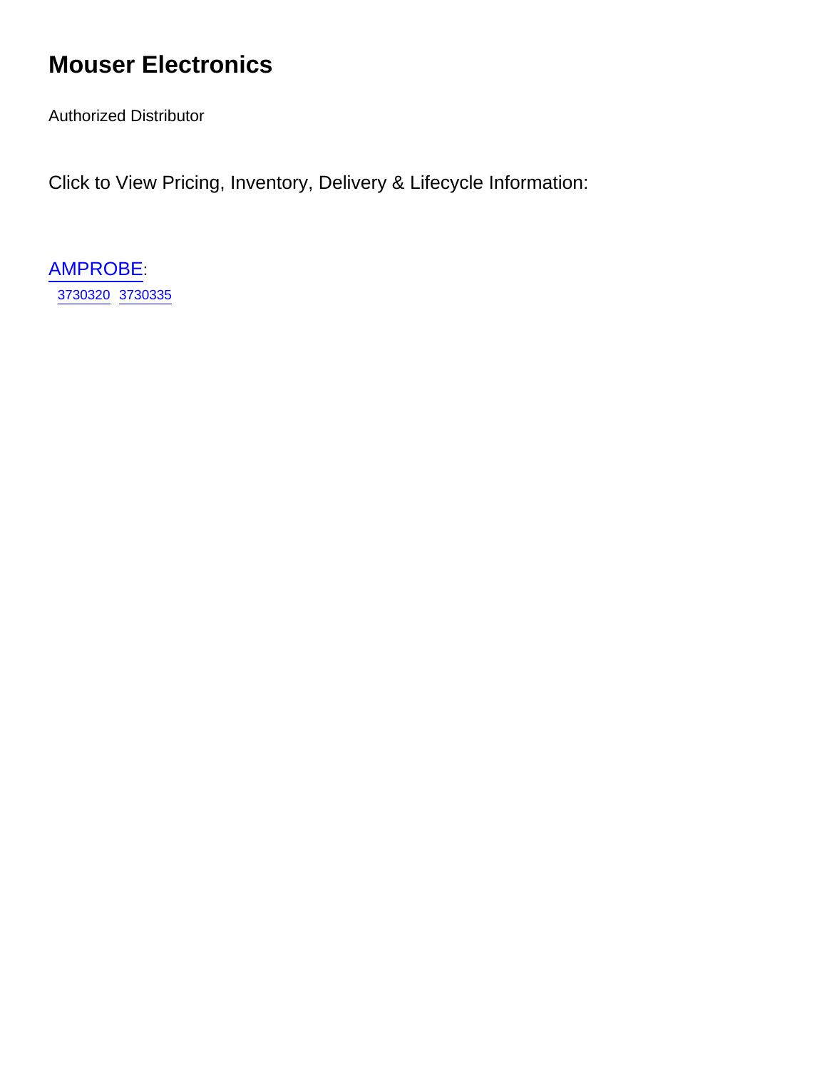# Mouser Electronics

Authorized Distributor

Click to View Pricing, Inventory, Delivery & Lifecycle Information:

AMPROBE:

3730320 3730335